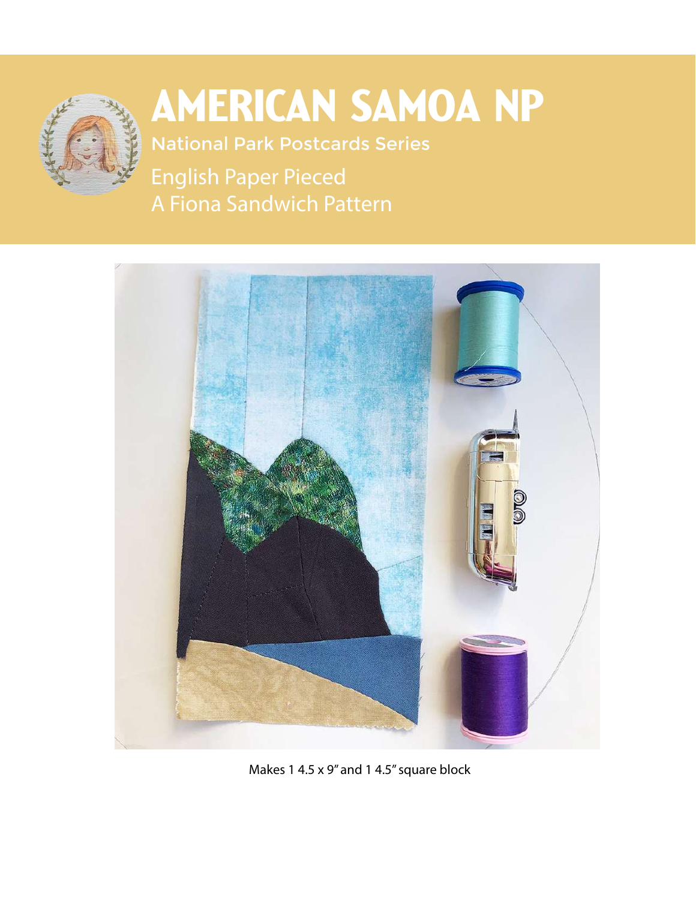# AMERICAN SAMOA NP

National Park Postcards Series

English Paper Pieced

A Fiona Sandwich Pattern

Makes 1 4.5 x 9" and 1 4.5" square block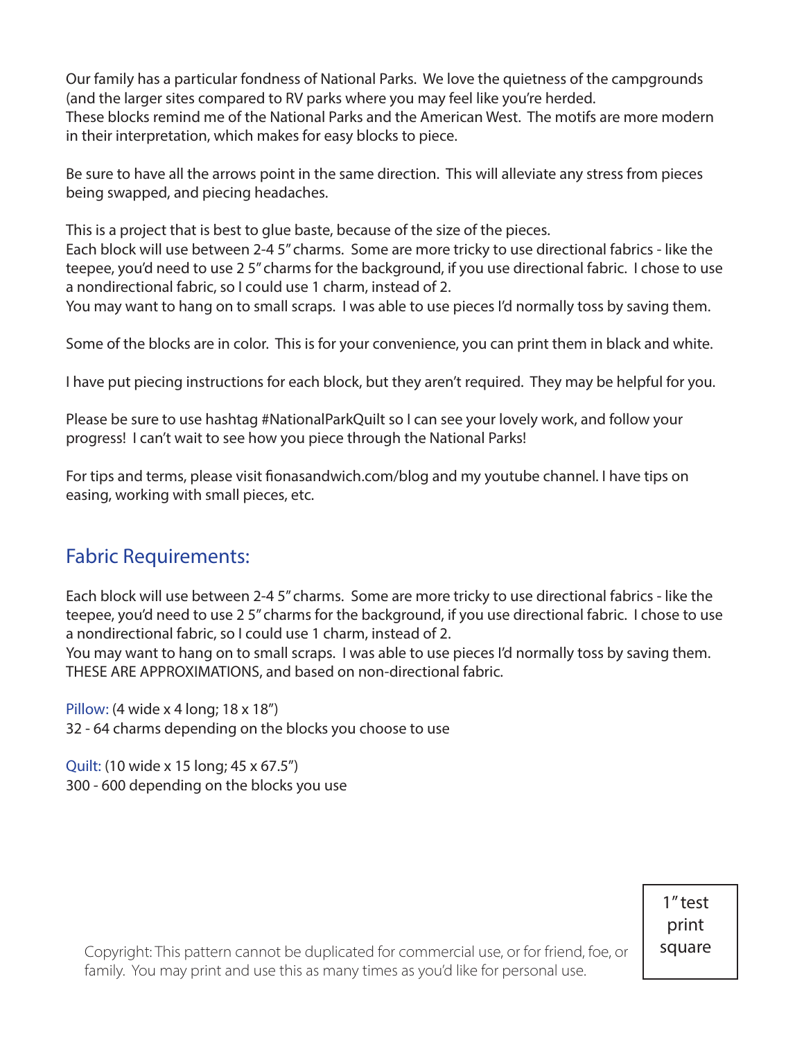Our family has a particular fondness of National Parks. We love the quietness of the campgrounds (and the larger sites compared to RV parks where you may feel like you're herded.
These blocks remind me of the National Parks and the American West. The motifs are more modern in their interpretation, which makes for easy blocks to piece.

Be sure to have all the arrows point in the same direction. This will alleviate any stress from pieces being swapped, and piecing headaches.

This is a project that is best to glue baste, because of the size of the pieces.
Each block will use between 2-4 5" charms. Some are more tricky to use directional fabrics - like the teepee, you'd need to use 2 5" charms for the background, if you use directional fabric. I chose to use a nondirectional fabric, so I could use 1 charm, instead of 2.
You may want to hang on to small scraps. I was able to use pieces I'd normally toss by saving them.

Some of the blocks are in color. This is for your convenience, you can print them in black and white.

I have put piecing instructions for each block, but they aren't required. They may be helpful for you.

Please be sure to use hashtag #NationalParkQuilt so I can see your lovely work, and follow your progress! I can't wait to see how you piece through the National Parks!

For tips and terms, please visit fionasandwich.com/blog and my youtube channel. I have tips on easing, working with small pieces, etc.

## Fabric Requirements:

Each block will use between 2-4 5" charms. Some are more tricky to use directional fabrics - like the teepee, you'd need to use 2 5" charms for the background, if you use directional fabric. I chose to use a nondirectional fabric, so I could use 1 charm, instead of 2.
You may want to hang on to small scraps. I was able to use pieces I'd normally toss by saving them.
THESE ARE APPROXIMATIONS, and based on non-directional fabric.

Pillow: (4 wide x 4 long; 18 x 18")
32 - 64 charms depending on the blocks you choose to use

Quilt: (10 wide x 15 long; 45 x 67.5")
300 - 600 depending on the blocks you use

1" test print square

Copyright: This pattern cannot be duplicated for commercial use, or for friend, foe, or family. You may print and use this as many times as you'd like for personal use.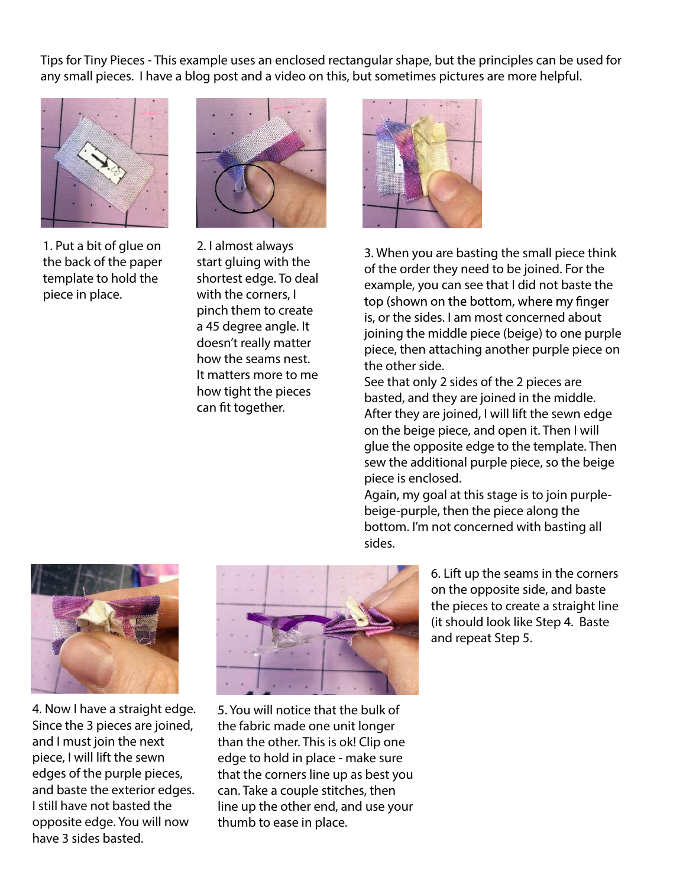Tips for Tiny Pieces - This example uses an enclosed rectangular shape, but the principles can be used for any small pieces. I have a blog post and a video on this, but sometimes pictures are more helpful.

1. Put a bit of glue on the back of the paper template to hold the piece in place.

2. I almost always start gluing with the shortest edge. To deal with the corners, I pinch them to create a 45 degree angle. It doesn't really matter how the seams nest. It matters more to me how tight the pieces can fit together.

3. When you are basting the small piece think of the order they need to be joined. For the example, you can see that I did not baste the top (shown on the bottom, where my finger is, or the sides. I am most concerned about joining the middle piece (beige) to one purple piece, then attaching another purple piece on the other side.
See that only 2 sides of the 2 pieces are basted, and they are joined in the middle. After they are joined, I will lift the sewn edge on the beige piece, and open it. Then I will glue the opposite edge to the template. Then sew the additional purple piece, so the beige piece is enclosed.
Again, my goal at this stage is to join purple-beige-purple, then the piece along the bottom. I'm not concerned with basting all sides.

4. Now I have a straight edge. Since the 3 pieces are joined, and I must join the next piece, I will lift the sewn edges of the purple pieces, and baste the exterior edges. I still have not basted the opposite edge. You will now have 3 sides basted.

5. You will notice that the bulk of the fabric made one unit longer than the other. This is ok! Clip one edge to hold in place - make sure that the corners line up as best you can. Take a couple stitches, then line up the other end, and use your thumb to ease in place.

6. Lift up the seams in the corners on the opposite side, and baste the pieces to create a straight line (it should look like Step 4. Baste and repeat Step 5.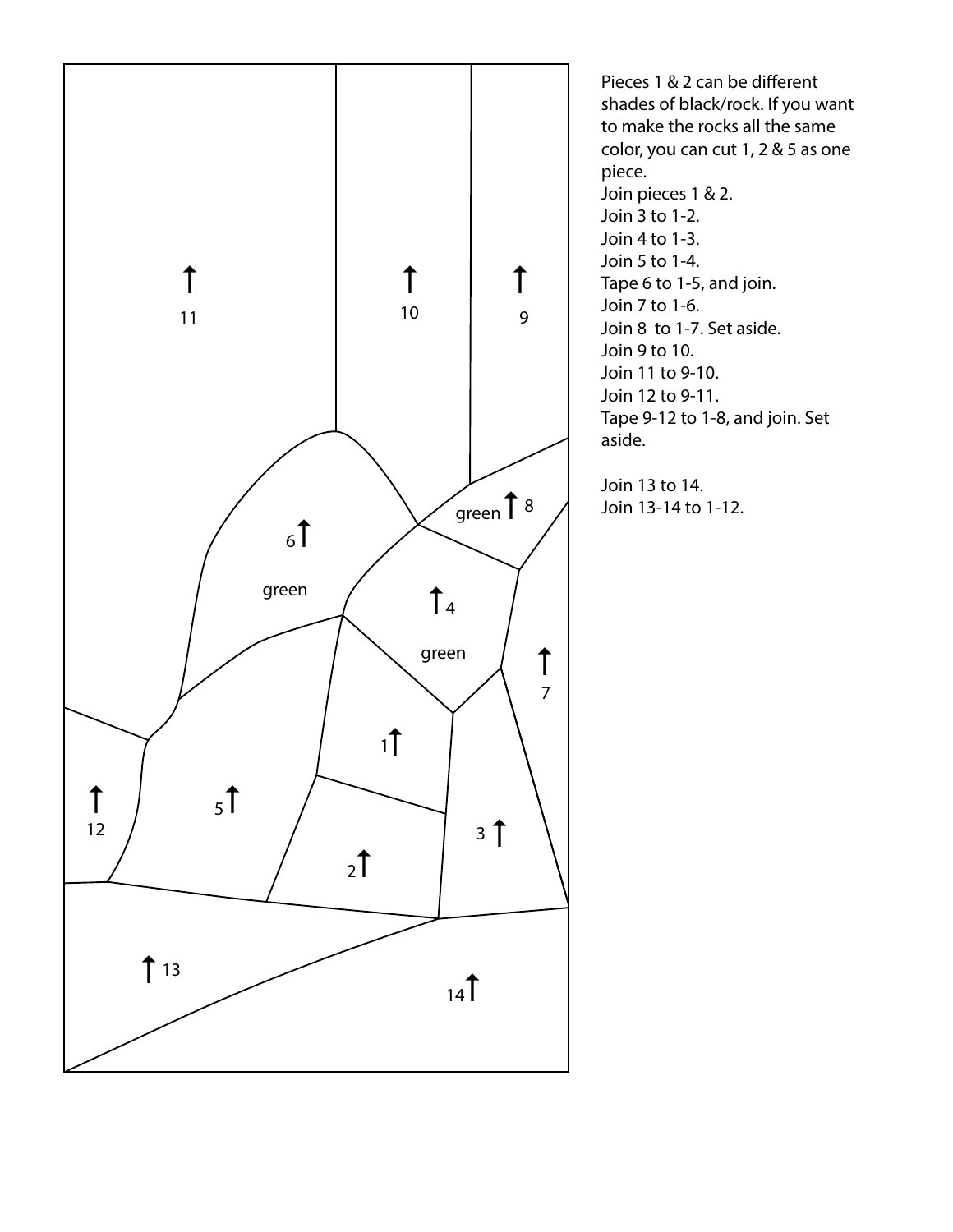Pieces 1 & 2 can be different shades of black/rock. If you want to make the rocks all the same color, you can cut 1, 2 & 5 as one piece.

Join pieces 1 & 2.
Join 3 to 1-2.
Join 4 to 1-3.
Join 5 to 1-4.
Tape 6 to 1-5, and join.
Join 7 to 1-6.
Join 8 to 1-7. Set aside.
Join 9 to 10.
Join 11 to 9-10.
Join 12 to 9-11.
Tape 9-12 to 1-8, and join. Set aside.

Join 13 to 14.
Join 13-14 to 1-12.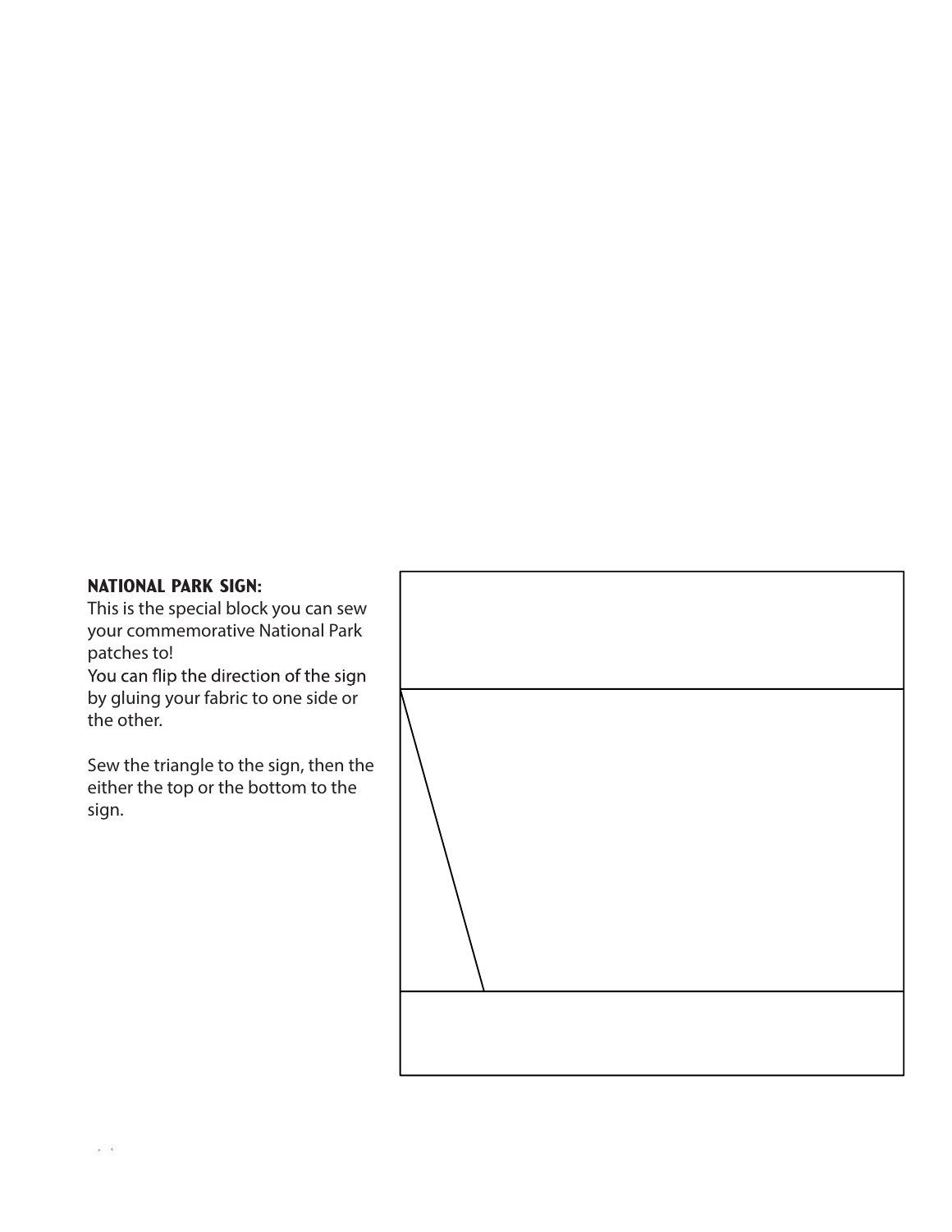**NATIONAL PARK SIGN:**

This is the special block you can sew your commemorative National Park patches to!

You can flip the direction of the sign by gluing your fabric to one side or the other.

Sew the triangle to the sign, then the either the top or the bottom to the sign.